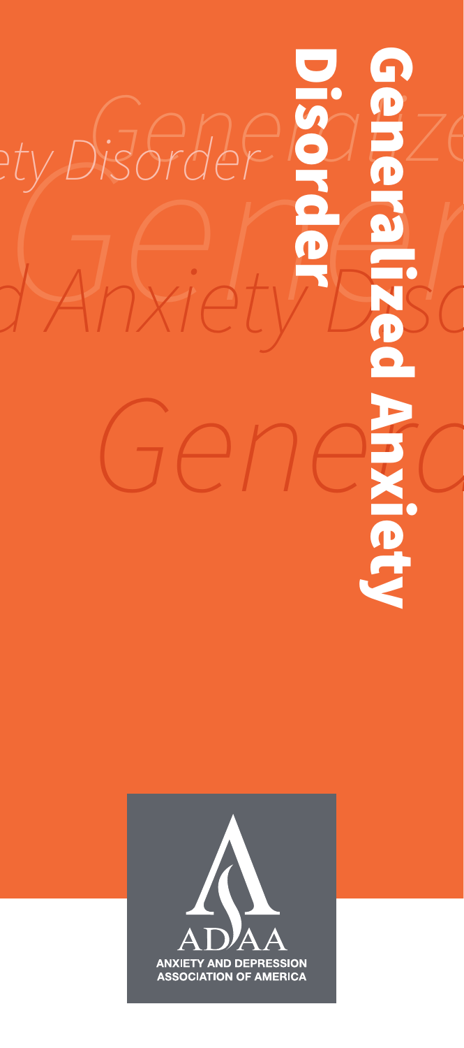# Generalized Anxiety Disorder

ADAA

ANXIETY AND DEPRESSION ASSOCIATION OF AMERICA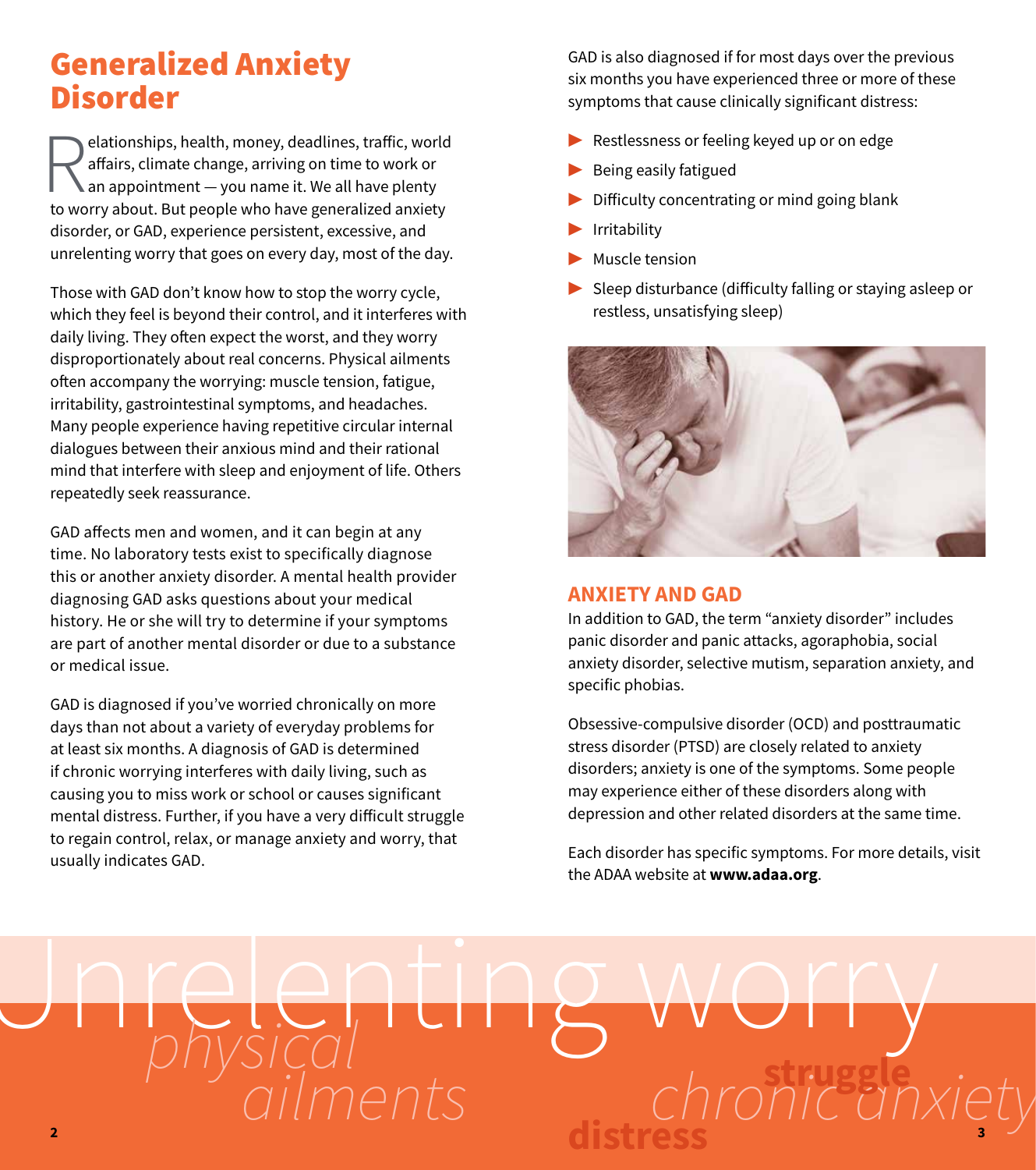# Generalized Anxiety Disorder

Relationships, health, money, deadlines, traffic, world affairs, climate change, arriving on time to work or an appointment — you name it. We all have plenty to worry about. But people who have generalized anxiety disorder, or GAD, experience persistent, excessive, and unrelenting worry that goes on every day, most of the day.

Those with GAD don't know how to stop the worry cycle, which they feel is beyond their control, and it interferes with daily living. They often expect the worst, and they worry disproportionately about real concerns. Physical ailments often accompany the worrying: muscle tension, fatigue, irritability, gastrointestinal symptoms, and headaches. Many people experience having repetitive circular internal dialogues between their anxious mind and their rational mind that interfere with sleep and enjoyment of life. Others repeatedly seek reassurance.

GAD affects men and women, and it can begin at any time. No laboratory tests exist to specifically diagnose this or another anxiety disorder. A mental health provider diagnosing GAD asks questions about your medical history. He or she will try to determine if your symptoms are part of another mental disorder or due to a substance or medical issue.

GAD is diagnosed if you've worried chronically on more days than not about a variety of everyday problems for at least six months. A diagnosis of GAD is determined if chronic worrying interferes with daily living, such as causing you to miss work or school or causes significant mental distress. Further, if you have a very difficult struggle to regain control, relax, or manage anxiety and worry, that usually indicates GAD.

GAD is also diagnosed if for most days over the previous six months you have experienced three or more of these symptoms that cause clinically significant distress:

- Restlessness or feeling keyed up or on edge
- Being easily fatigued
- Difficulty concentrating or mind going blank
- Irritability
- Muscle tension
- Sleep disturbance (difficulty falling or staying asleep or restless, unsatisfying sleep)

## ANXIETY AND GAD

In addition to GAD, the term "anxiety disorder" includes panic disorder and panic attacks, agoraphobia, social anxiety disorder, selective mutism, separation anxiety, and specific phobias.

Obsessive-compulsive disorder (OCD) and posttraumatic stress disorder (PTSD) are closely related to anxiety disorders; anxiety is one of the symptoms. Some people may experience either of these disorders along with depression and other related disorders at the same time.

Each disorder has specific symptoms. For more details, visit the ADAA website at **www.adaa.org**.

Unrelenting worry *physical ailments* **struggle** *chronic anxiety* **distress**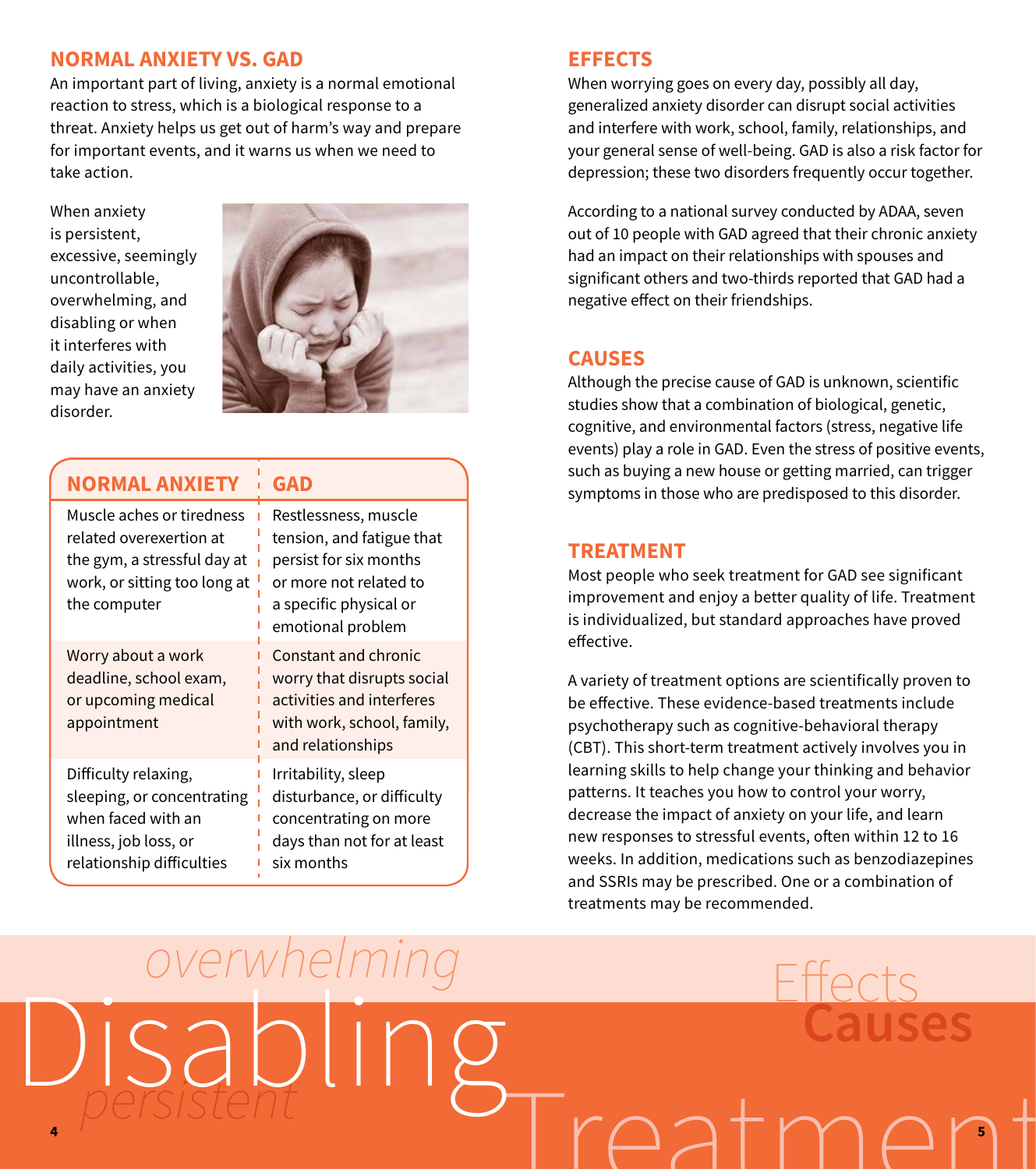## NORMAL ANXIETY VS. GAD

An important part of living, anxiety is a normal emotional reaction to stress, which is a biological response to a threat. Anxiety helps us get out of harm's way and prepare for important events, and it warns us when we need to take action.

When anxiety is persistent, excessive, seemingly uncontrollable, overwhelming, and disabling or when it interferes with daily activities, you may have an anxiety disorder.

| NORMAL ANXIETY | GAD |
| --- | --- |
| Muscle aches or tiredness related overexertion at the gym, a stressful day at work, or sitting too long at the computer | Restlessness, muscle tension, and fatigue that persist for six months or more not related to a specific physical or emotional problem |
| Worry about a work deadline, school exam, or upcoming medical appointment | Constant and chronic worry that disrupts social activities and interferes with work, school, family, and relationships |
| Difficulty relaxing, sleeping, or concentrating when faced with an illness, job loss, or relationship difficulties | Irritability, sleep disturbance, or difficulty concentrating on more days than not for at least six months |

## EFFECTS

When worrying goes on every day, possibly all day, generalized anxiety disorder can disrupt social activities and interfere with work, school, family, relationships, and your general sense of well-being. GAD is also a risk factor for depression; these two disorders frequently occur together.

According to a national survey conducted by ADAA, seven out of 10 people with GAD agreed that their chronic anxiety had an impact on their relationships with spouses and significant others and two-thirds reported that GAD had a negative effect on their friendships.

## CAUSES

Although the precise cause of GAD is unknown, scientific studies show that a combination of biological, genetic, cognitive, and environmental factors (stress, negative life events) play a role in GAD. Even the stress of positive events, such as buying a new house or getting married, can trigger symptoms in those who are predisposed to this disorder.

## TREATMENT

Most people who seek treatment for GAD see significant improvement and enjoy a better quality of life. Treatment is individualized, but standard approaches have proved effective.

A variety of treatment options are scientifically proven to be effective. These evidence-based treatments include psychotherapy such as cognitive-behavioral therapy (CBT). This short-term treatment actively involves you in learning skills to help change your thinking and behavior patterns. It teaches you how to control your worry, decrease the impact of anxiety on your life, and learn new responses to stressful events, often within 12 to 16 weeks. In addition, medications such as benzodiazepines and SSRIs may be prescribed. One or a combination of treatments may be recommended.

*overwhelming* Disabling *persistent* Effects **Causes** Treatment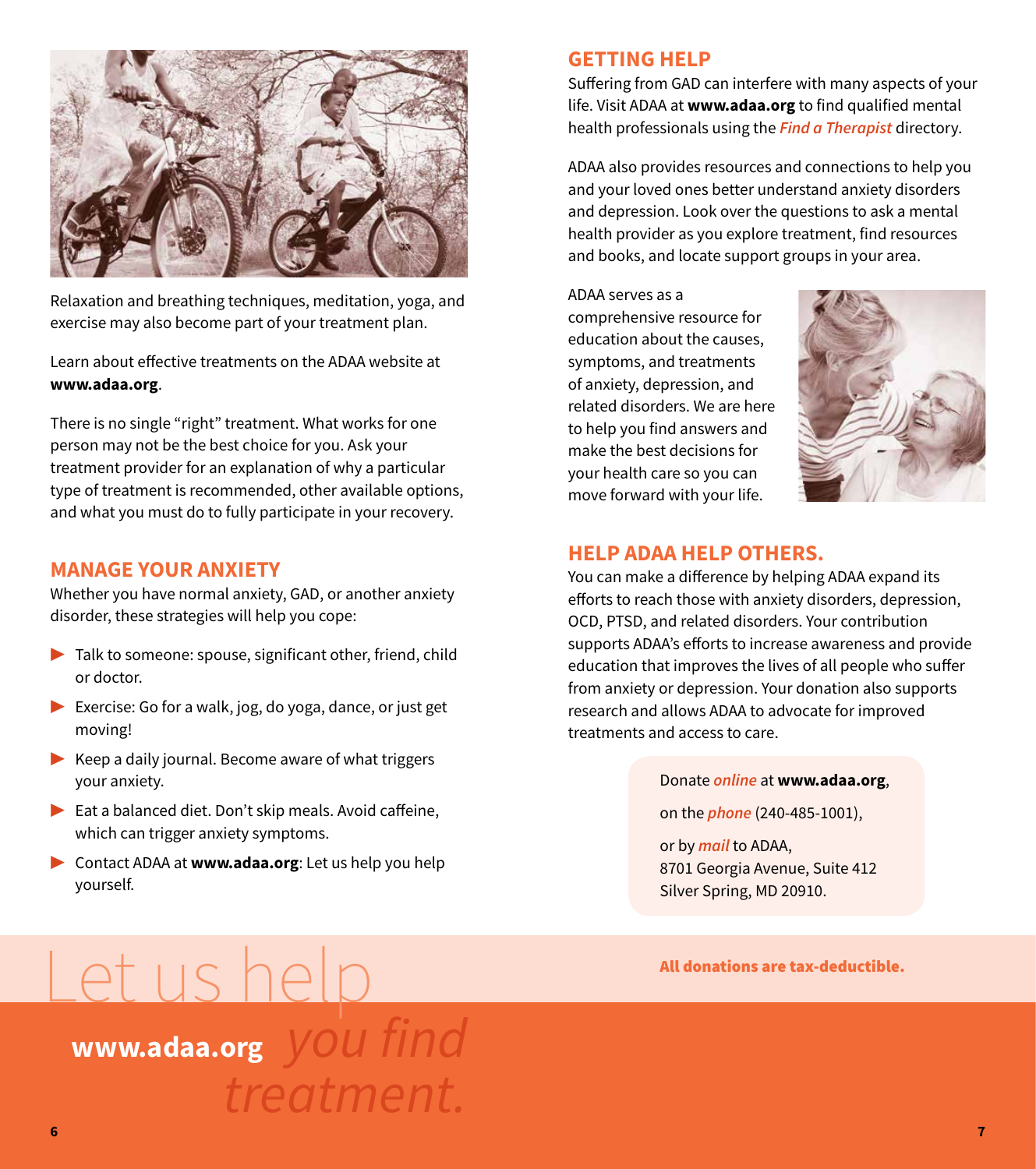Relaxation and breathing techniques, meditation, yoga, and exercise may also become part of your treatment plan.

Learn about effective treatments on the ADAA website at **www.adaa.org**.

There is no single "right" treatment. What works for one person may not be the best choice for you. Ask your treatment provider for an explanation of why a particular type of treatment is recommended, other available options, and what you must do to fully participate in your recovery.

## MANAGE YOUR ANXIETY

Whether you have normal anxiety, GAD, or another anxiety disorder, these strategies will help you cope:

- Talk to someone: spouse, significant other, friend, child or doctor.
- Exercise: Go for a walk, jog, do yoga, dance, or just get moving!
- Keep a daily journal. Become aware of what triggers your anxiety.
- Eat a balanced diet. Don't skip meals. Avoid caffeine, which can trigger anxiety symptoms.
- Contact ADAA at **www.adaa.org**: Let us help you help yourself.

Let us help you find treatment.

**www.adaa.org**

## GETTING HELP

Suffering from GAD can interfere with many aspects of your life. Visit ADAA at **www.adaa.org** to find qualified mental health professionals using the ***Find a Therapist*** directory.

ADAA also provides resources and connections to help you and your loved ones better understand anxiety disorders and depression. Look over the questions to ask a mental health provider as you explore treatment, find resources and books, and locate support groups in your area.

ADAA serves as a comprehensive resource for education about the causes, symptoms, and treatments of anxiety, depression, and related disorders. We are here to help you find answers and make the best decisions for your health care so you can move forward with your life.

## HELP ADAA HELP OTHERS.

You can make a difference by helping ADAA expand its efforts to reach those with anxiety disorders, depression, OCD, PTSD, and related disorders. Your contribution supports ADAA's efforts to increase awareness and provide education that improves the lives of all people who suffer from anxiety or depression. Your donation also supports research and allows ADAA to advocate for improved treatments and access to care.

Donate ***online*** at **www.adaa.org**,

on the ***phone*** (240-485-1001),

or by ***mail*** to ADAA,
8701 Georgia Avenue, Suite 412
Silver Spring, MD 20910.

**All donations are tax-deductible.**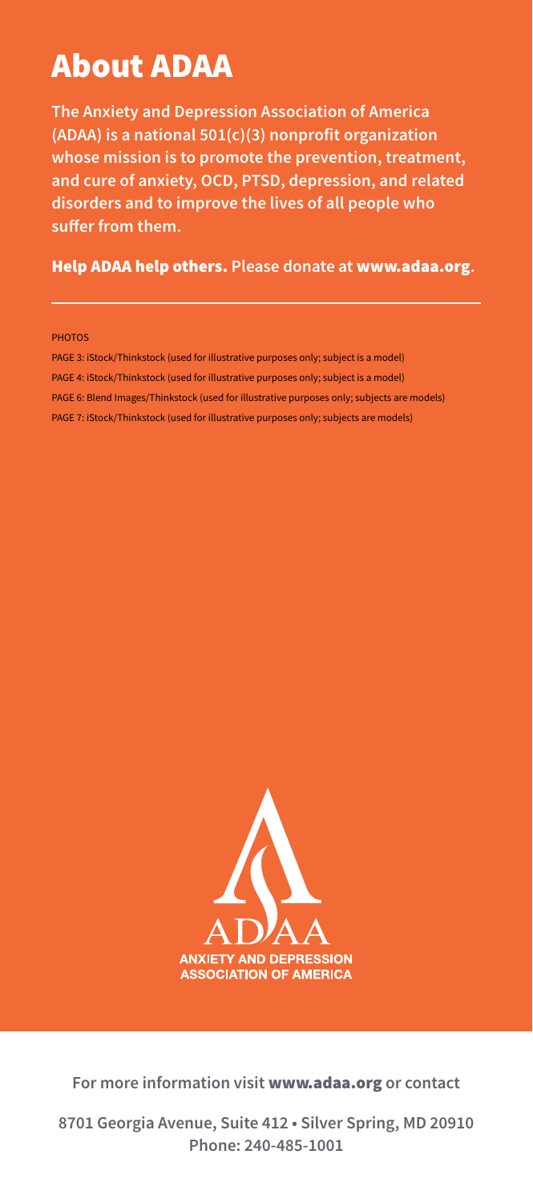# About ADAA

**The Anxiety and Depression Association of America (ADAA) is a national 501(c)(3) nonprofit organization whose mission is to promote the prevention, treatment, and cure of anxiety, OCD, PTSD, depression, and related disorders and to improve the lives of all people who suffer from them.**

**Help ADAA help others.** **Please donate at www.adaa.org.**

---

PHOTOS

PAGE 3: iStock/Thinkstock (used for illustrative purposes only; subject is a model)

PAGE 4: iStock/Thinkstock (used for illustrative purposes only; subject is a model)

PAGE 6: Blend Images/Thinkstock (used for illustrative purposes only; subjects are models)

PAGE 7: iStock/Thinkstock (used for illustrative purposes only; subjects are models)

ADAA

ANXIETY AND DEPRESSION ASSOCIATION OF AMERICA

**For more information visit www.adaa.org or contact**

**8701 Georgia Avenue, Suite 412 • Silver Spring, MD 20910**
**Phone: 240-485-1001**